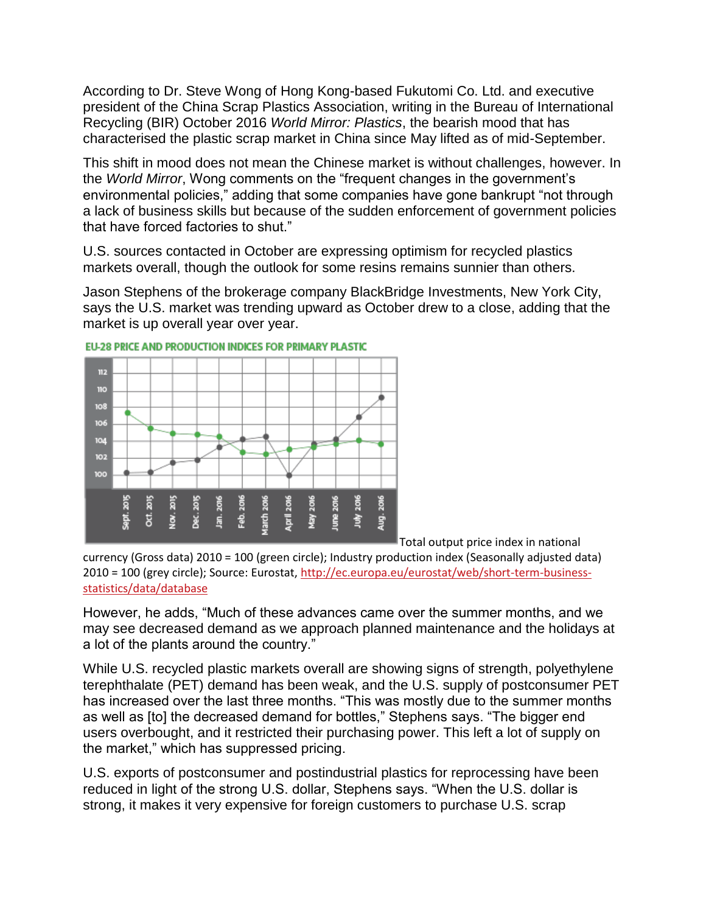According to Dr. Steve Wong of Hong Kong-based Fukutomi Co. Ltd. and executive president of the China Scrap Plastics Association, writing in the Bureau of International Recycling (BIR) October 2016 *World Mirror: Plastics*, the bearish mood that has characterised the plastic scrap market in China since May lifted as of mid-September.

This shift in mood does not mean the Chinese market is without challenges, however. In the *World Mirror*, Wong comments on the "frequent changes in the government's environmental policies," adding that some companies have gone bankrupt "not through a lack of business skills but because of the sudden enforcement of government policies that have forced factories to shut."

U.S. sources contacted in October are expressing optimism for recycled plastics markets overall, though the outlook for some resins remains sunnier than others.

Jason Stephens of the brokerage company BlackBridge Investments, New York City, says the U.S. market was trending upward as October drew to a close, adding that the market is up overall year over year.

EU-28 PRICE AND PRODUCTION INDICES FOR PRIMARY PLASTIC

112
110
108
106
104
102
100

Sept. 2015
Oct. 2015
Nov. 2015
Dec. 2015
Jan. 2016
Feb. 2016
March 2016
April 2016
May 2016
June 2016
July 2016
Aug. 2016

Total output price index in national currency (Gross data) 2010 = 100 (green circle); Industry production index (Seasonally adjusted data) 2010 = 100 (grey circle); Source: Eurostat, http://ec.europa.eu/eurostat/web/short-term-business-statistics/data/database

However, he adds, "Much of these advances came over the summer months, and we may see decreased demand as we approach planned maintenance and the holidays at a lot of the plants around the country."

While U.S. recycled plastic markets overall are showing signs of strength, polyethylene terephthalate (PET) demand has been weak, and the U.S. supply of postconsumer PET has increased over the last three months. "This was mostly due to the summer months as well as [to] the decreased demand for bottles," Stephens says. "The bigger end users overbought, and it restricted their purchasing power. This left a lot of supply on the market," which has suppressed pricing.

U.S. exports of postconsumer and postindustrial plastics for reprocessing have been reduced in light of the strong U.S. dollar, Stephens says. "When the U.S. dollar is strong, it makes it very expensive for foreign customers to purchase U.S. scrap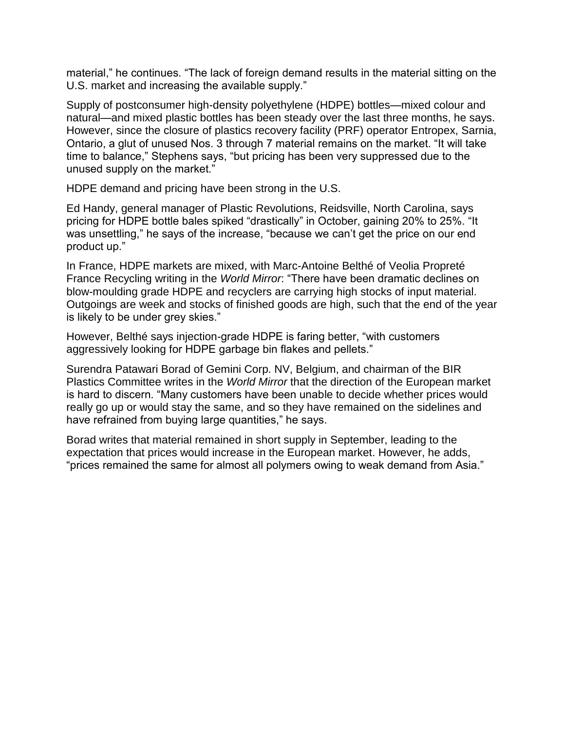material," he continues. "The lack of foreign demand results in the material sitting on the U.S. market and increasing the available supply."

Supply of postconsumer high-density polyethylene (HDPE) bottles—mixed colour and natural—and mixed plastic bottles has been steady over the last three months, he says. However, since the closure of plastics recovery facility (PRF) operator Entropex, Sarnia, Ontario, a glut of unused Nos. 3 through 7 material remains on the market. "It will take time to balance," Stephens says, "but pricing has been very suppressed due to the unused supply on the market."

HDPE demand and pricing have been strong in the U.S.

Ed Handy, general manager of Plastic Revolutions, Reidsville, North Carolina, says pricing for HDPE bottle bales spiked "drastically" in October, gaining 20% to 25%. "It was unsettling," he says of the increase, "because we can't get the price on our end product up."

In France, HDPE markets are mixed, with Marc-Antoine Belthé of Veolia Propreté France Recycling writing in the *World Mirror*: "There have been dramatic declines on blow-moulding grade HDPE and recyclers are carrying high stocks of input material. Outgoings are week and stocks of finished goods are high, such that the end of the year is likely to be under grey skies."

However, Belthé says injection-grade HDPE is faring better, "with customers aggressively looking for HDPE garbage bin flakes and pellets."

Surendra Patawari Borad of Gemini Corp. NV, Belgium, and chairman of the BIR Plastics Committee writes in the *World Mirror* that the direction of the European market is hard to discern. "Many customers have been unable to decide whether prices would really go up or would stay the same, and so they have remained on the sidelines and have refrained from buying large quantities," he says.

Borad writes that material remained in short supply in September, leading to the expectation that prices would increase in the European market. However, he adds, "prices remained the same for almost all polymers owing to weak demand from Asia."